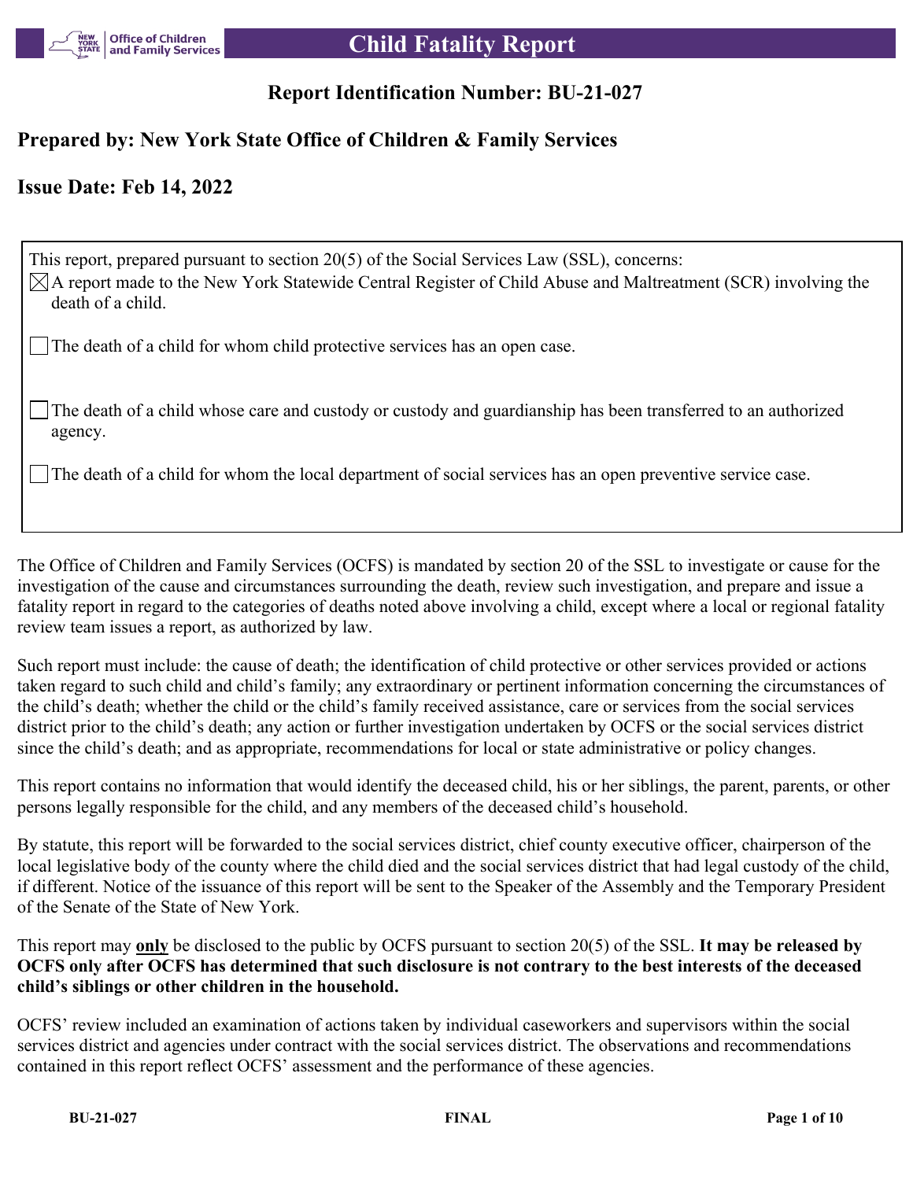# Child Fatality Report

## Report Identification Number: BU-21-027

## Prepared by: New York State Office of Children & Family Services

## Issue Date: Feb 14, 2022

This report, prepared pursuant to section 20(5) of the Social Services Law (SSL), concerns:

- [x] A report made to the New York Statewide Central Register of Child Abuse and Maltreatment (SCR) involving the death of a child.
- [ ] The death of a child for whom child protective services has an open case.
- [ ] The death of a child whose care and custody or custody and guardianship has been transferred to an authorized agency.
- [ ] The death of a child for whom the local department of social services has an open preventive service case.

The Office of Children and Family Services (OCFS) is mandated by section 20 of the SSL to investigate or cause for the investigation of the cause and circumstances surrounding the death, review such investigation, and prepare and issue a fatality report in regard to the categories of deaths noted above involving a child, except where a local or regional fatality review team issues a report, as authorized by law.

Such report must include: the cause of death; the identification of child protective or other services provided or actions taken regard to such child and child's family; any extraordinary or pertinent information concerning the circumstances of the child's death; whether the child or the child's family received assistance, care or services from the social services district prior to the child's death; any action or further investigation undertaken by OCFS or the social services district since the child's death; and as appropriate, recommendations for local or state administrative or policy changes.

This report contains no information that would identify the deceased child, his or her siblings, the parent, parents, or other persons legally responsible for the child, and any members of the deceased child's household.

By statute, this report will be forwarded to the social services district, chief county executive officer, chairperson of the local legislative body of the county where the child died and the social services district that had legal custody of the child, if different. Notice of the issuance of this report will be sent to the Speaker of the Assembly and the Temporary President of the Senate of the State of New York.

This report may **only** be disclosed to the public by OCFS pursuant to section 20(5) of the SSL. **It may be released by OCFS only after OCFS has determined that such disclosure is not contrary to the best interests of the deceased child's siblings or other children in the household.**

OCFS' review included an examination of actions taken by individual caseworkers and supervisors within the social services district and agencies under contract with the social services district. The observations and recommendations contained in this report reflect OCFS' assessment and the performance of these agencies.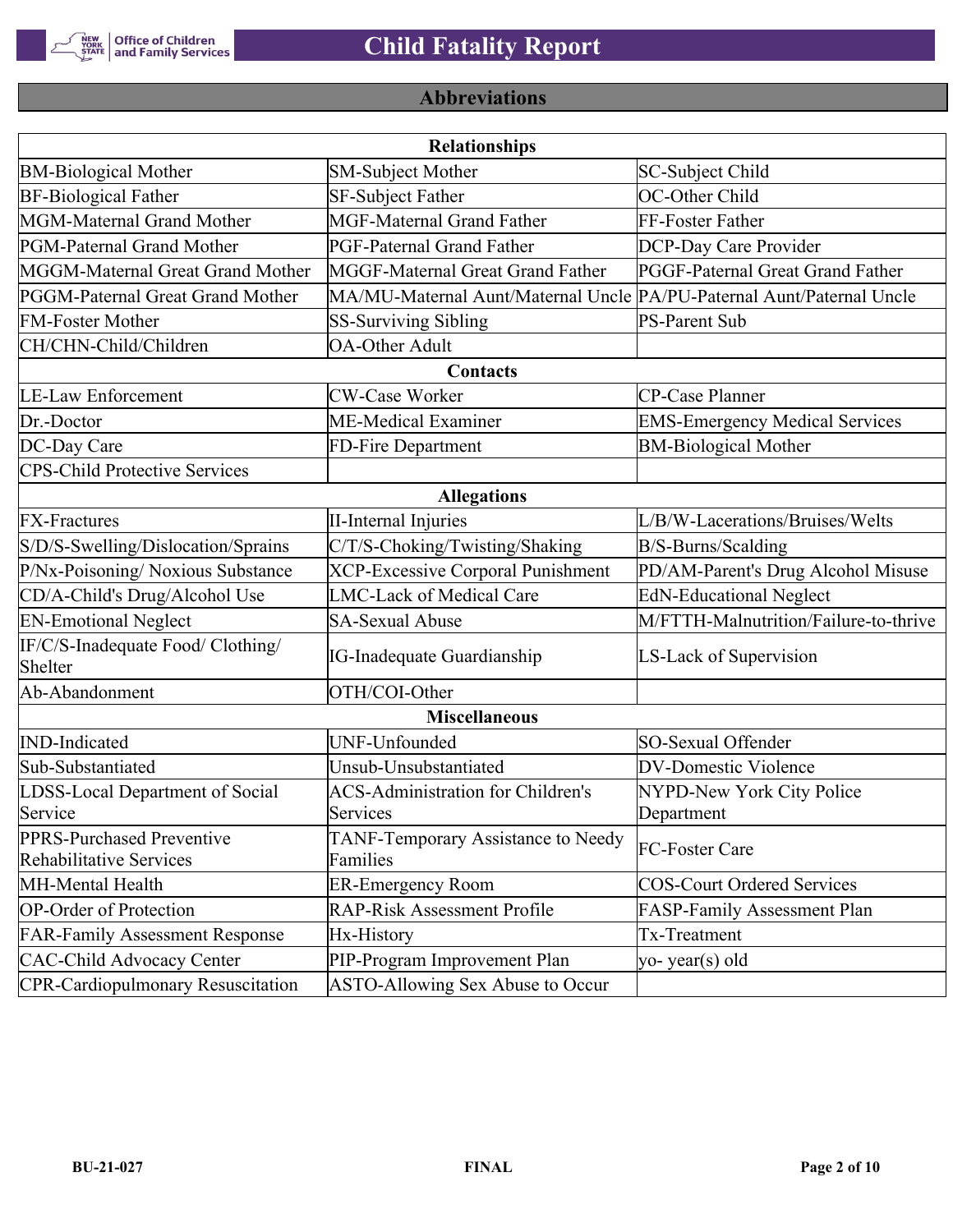## Abbreviations

| Relationships | | |
|---|---|---|
| BM-Biological Mother | SM-Subject Mother | SC-Subject Child |
| BF-Biological Father | SF-Subject Father | OC-Other Child |
| MGM-Maternal Grand Mother | MGF-Maternal Grand Father | FF-Foster Father |
| PGM-Paternal Grand Mother | PGF-Paternal Grand Father | DCP-Day Care Provider |
| MGGM-Maternal Great Grand Mother | MGGF-Maternal Great Grand Father | PGGF-Paternal Great Grand Father |
| PGGM-Paternal Great Grand Mother | MA/MU-Maternal Aunt/Maternal Uncle | PA/PU-Paternal Aunt/Paternal Uncle |
| FM-Foster Mother | SS-Surviving Sibling | PS-Parent Sub |
| CH/CHN-Child/Children | OA-Other Adult | |
| **Contacts** | | |
| LE-Law Enforcement | CW-Case Worker | CP-Case Planner |
| Dr.-Doctor | ME-Medical Examiner | EMS-Emergency Medical Services |
| DC-Day Care | FD-Fire Department | BM-Biological Mother |
| CPS-Child Protective Services | | |
| **Allegations** | | |
| FX-Fractures | II-Internal Injuries | L/B/W-Lacerations/Bruises/Welts |
| S/D/S-Swelling/Dislocation/Sprains | C/T/S-Choking/Twisting/Shaking | B/S-Burns/Scalding |
| P/Nx-Poisoning/ Noxious Substance | XCP-Excessive Corporal Punishment | PD/AM-Parent's Drug Alcohol Misuse |
| CD/A-Child's Drug/Alcohol Use | LMC-Lack of Medical Care | EdN-Educational Neglect |
| EN-Emotional Neglect | SA-Sexual Abuse | M/FTTH-Malnutrition/Failure-to-thrive |
| IF/C/S-Inadequate Food/ Clothing/ Shelter | IG-Inadequate Guardianship | LS-Lack of Supervision |
| Ab-Abandonment | OTH/COI-Other | |
| **Miscellaneous** | | |
| IND-Indicated | UNF-Unfounded | SO-Sexual Offender |
| Sub-Substantiated | Unsub-Unsubstantiated | DV-Domestic Violence |
| LDSS-Local Department of Social Service | ACS-Administration for Children's Services | NYPD-New York City Police Department |
| PPRS-Purchased Preventive Rehabilitative Services | TANF-Temporary Assistance to Needy Families | FC-Foster Care |
| MH-Mental Health | ER-Emergency Room | COS-Court Ordered Services |
| OP-Order of Protection | RAP-Risk Assessment Profile | FASP-Family Assessment Plan |
| FAR-Family Assessment Response | Hx-History | Tx-Treatment |
| CAC-Child Advocacy Center | PIP-Program Improvement Plan | yo- year(s) old |
| CPR-Cardiopulmonary Resuscitation | ASTO-Allowing Sex Abuse to Occur | |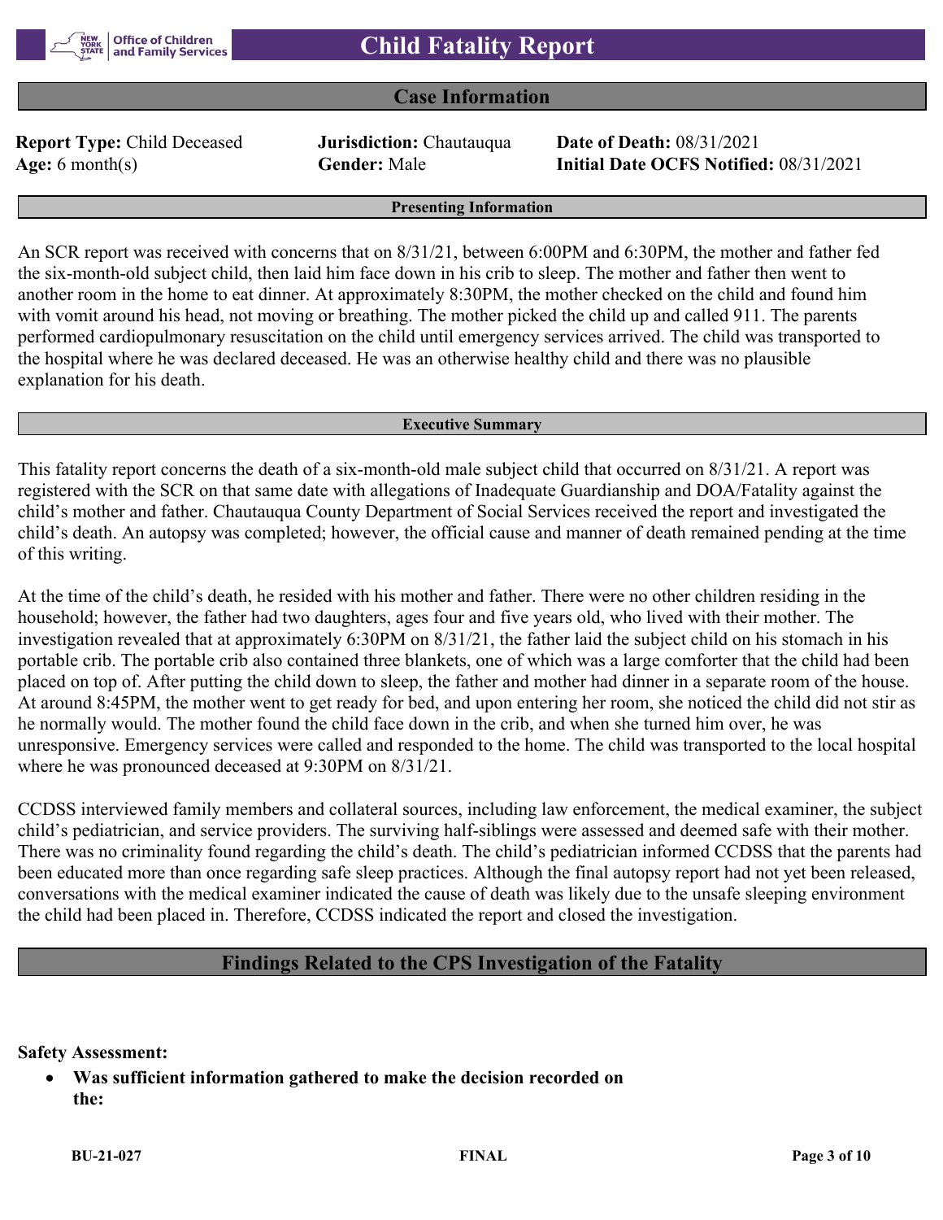# Child Fatality Report

## Case Information

**Report Type:** Child Deceased
**Jurisdiction:** Chautauqua
**Date of Death:** 08/31/2021
**Age:** 6 month(s)
**Gender:** Male
**Initial Date OCFS Notified:** 08/31/2021

### Presenting Information

An SCR report was received with concerns that on 8/31/21, between 6:00PM and 6:30PM, the mother and father fed the six-month-old subject child, then laid him face down in his crib to sleep. The mother and father then went to another room in the home to eat dinner. At approximately 8:30PM, the mother checked on the child and found him with vomit around his head, not moving or breathing. The mother picked the child up and called 911. The parents performed cardiopulmonary resuscitation on the child until emergency services arrived. The child was transported to the hospital where he was declared deceased. He was an otherwise healthy child and there was no plausible explanation for his death.

### Executive Summary

This fatality report concerns the death of a six-month-old male subject child that occurred on 8/31/21. A report was registered with the SCR on that same date with allegations of Inadequate Guardianship and DOA/Fatality against the child's mother and father. Chautauqua County Department of Social Services received the report and investigated the child's death. An autopsy was completed; however, the official cause and manner of death remained pending at the time of this writing.

At the time of the child's death, he resided with his mother and father. There were no other children residing in the household; however, the father had two daughters, ages four and five years old, who lived with their mother. The investigation revealed that at approximately 6:30PM on 8/31/21, the father laid the subject child on his stomach in his portable crib. The portable crib also contained three blankets, one of which was a large comforter that the child had been placed on top of. After putting the child down to sleep, the father and mother had dinner in a separate room of the house. At around 8:45PM, the mother went to get ready for bed, and upon entering her room, she noticed the child did not stir as he normally would. The mother found the child face down in the crib, and when she turned him over, he was unresponsive. Emergency services were called and responded to the home. The child was transported to the local hospital where he was pronounced deceased at 9:30PM on 8/31/21.

CCDSS interviewed family members and collateral sources, including law enforcement, the medical examiner, the subject child's pediatrician, and service providers. The surviving half-siblings were assessed and deemed safe with their mother. There was no criminality found regarding the child's death. The child's pediatrician informed CCDSS that the parents had been educated more than once regarding safe sleep practices. Although the final autopsy report had not yet been released, conversations with the medical examiner indicated the cause of death was likely due to the unsafe sleeping environment the child had been placed in. Therefore, CCDSS indicated the report and closed the investigation.

## Findings Related to the CPS Investigation of the Fatality

**Safety Assessment:**

- **Was sufficient information gathered to make the decision recorded on the:**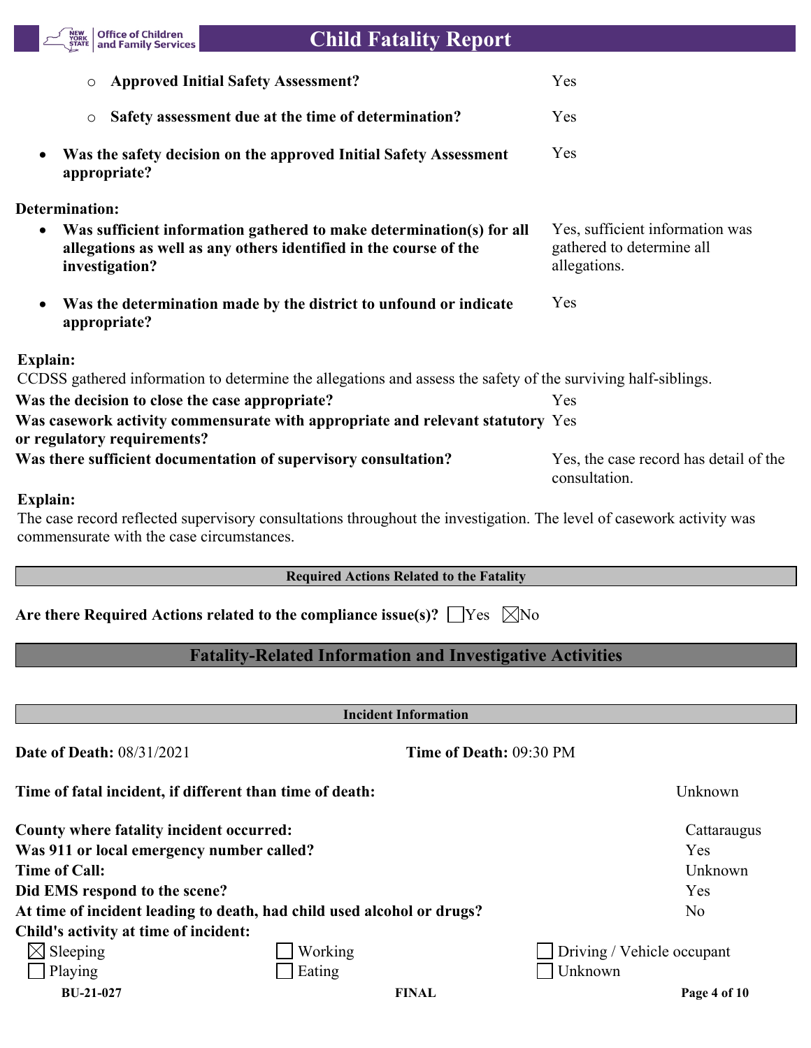- **Approved Initial Safety Assessment?** Yes
- **Safety assessment due at the time of determination?** Yes

- **Was the safety decision on the approved Initial Safety Assessment appropriate?** Yes

**Determination:**

- **Was sufficient information gathered to make determination(s) for all allegations as well as any others identified in the course of the investigation?** Yes, sufficient information was gathered to determine all allegations.

- **Was the determination made by the district to unfound or indicate appropriate?** Yes

**Explain:**

CCDSS gathered information to determine the allegations and assess the safety of the surviving half-siblings.

**Was the decision to close the case appropriate?** Yes

**Was casework activity commensurate with appropriate and relevant statutory or regulatory requirements?** Yes

**Was there sufficient documentation of supervisory consultation?** Yes, the case record has detail of the consultation.

**Explain:**

The case record reflected supervisory consultations throughout the investigation. The level of casework activity was commensurate with the case circumstances.

### Required Actions Related to the Fatality

**Are there Required Actions related to the compliance issue(s)?** ☐ Yes ☒ No

## Fatality-Related Information and Investigative Activities

### Incident Information

**Date of Death:** 08/31/2021 **Time of Death:** 09:30 PM

**Time of fatal incident, if different than time of death:** Unknown

**County where fatality incident occurred:** Cattaraugus

**Was 911 or local emergency number called?** Yes

**Time of Call:** Unknown

**Did EMS respond to the scene?** Yes

**At time of incident leading to death, had child used alcohol or drugs?** No

**Child's activity at time of incident:**

| | | |
|---|---|---|
| ☒ Sleeping | ☐ Working | ☐ Driving / Vehicle occupant |
| ☐ Playing | ☐ Eating | ☐ Unknown |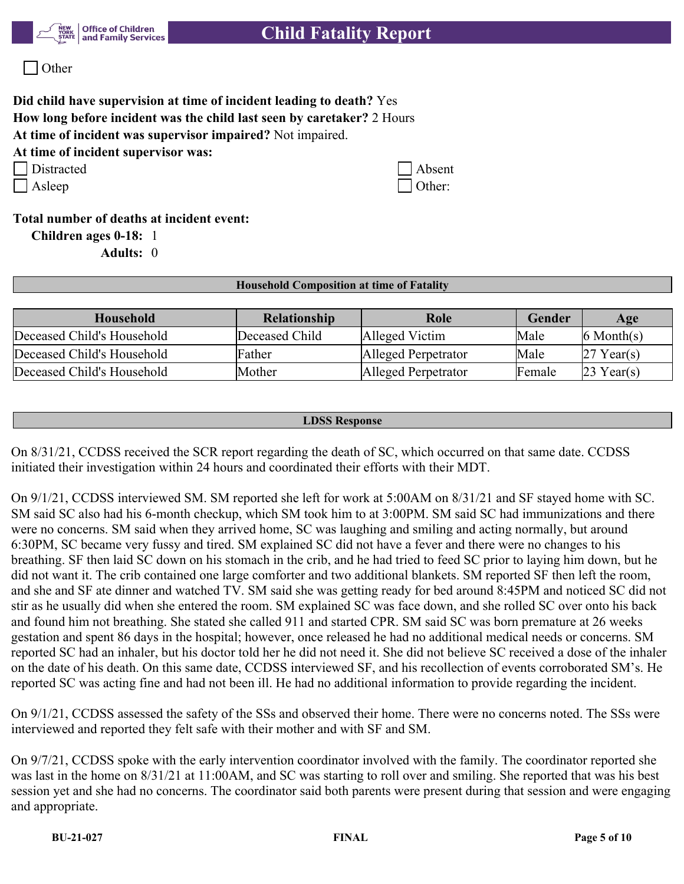☐ Other

**Did child have supervision at time of incident leading to death?** Yes
**How long before incident was the child last seen by caretaker?** 2 Hours
**At time of incident was supervisor impaired?** Not impaired.
**At time of incident supervisor was:**

☐ Distracted
☐ Absent
☐ Asleep
☐ Other:

**Total number of deaths at incident event:**
**Children ages 0-18:** 1
**Adults:** 0

**Household Composition at time of Fatality**

| Household | Relationship | Role | Gender | Age |
|---|---|---|---|---|
| Deceased Child's Household | Deceased Child | Alleged Victim | Male | 6 Month(s) |
| Deceased Child's Household | Father | Alleged Perpetrator | Male | 27 Year(s) |
| Deceased Child's Household | Mother | Alleged Perpetrator | Female | 23 Year(s) |

**LDSS Response**

On 8/31/21, CCDSS received the SCR report regarding the death of SC, which occurred on that same date. CCDSS initiated their investigation within 24 hours and coordinated their efforts with their MDT.

On 9/1/21, CCDSS interviewed SM. SM reported she left for work at 5:00AM on 8/31/21 and SF stayed home with SC. SM said SC also had his 6-month checkup, which SM took him to at 3:00PM. SM said SC had immunizations and there were no concerns. SM said when they arrived home, SC was laughing and smiling and acting normally, but around 6:30PM, SC became very fussy and tired. SM explained SC did not have a fever and there were no changes to his breathing. SF then laid SC down on his stomach in the crib, and he had tried to feed SC prior to laying him down, but he did not want it. The crib contained one large comforter and two additional blankets. SM reported SF then left the room, and she and SF ate dinner and watched TV. SM said she was getting ready for bed around 8:45PM and noticed SC did not stir as he usually did when she entered the room. SM explained SC was face down, and she rolled SC over onto his back and found him not breathing. She stated she called 911 and started CPR. SM said SC was born premature at 26 weeks gestation and spent 86 days in the hospital; however, once released he had no additional medical needs or concerns. SM reported SC had an inhaler, but his doctor told her he did not need it. She did not believe SC received a dose of the inhaler on the date of his death. On this same date, CCDSS interviewed SF, and his recollection of events corroborated SM's. He reported SC was acting fine and had not been ill. He had no additional information to provide regarding the incident.

On 9/1/21, CCDSS assessed the safety of the SSs and observed their home. There were no concerns noted. The SSs were interviewed and reported they felt safe with their mother and with SF and SM.

On 9/7/21, CCDSS spoke with the early intervention coordinator involved with the family. The coordinator reported she was last in the home on 8/31/21 at 11:00AM, and SC was starting to roll over and smiling. She reported that was his best session yet and she had no concerns. The coordinator said both parents were present during that session and were engaging and appropriate.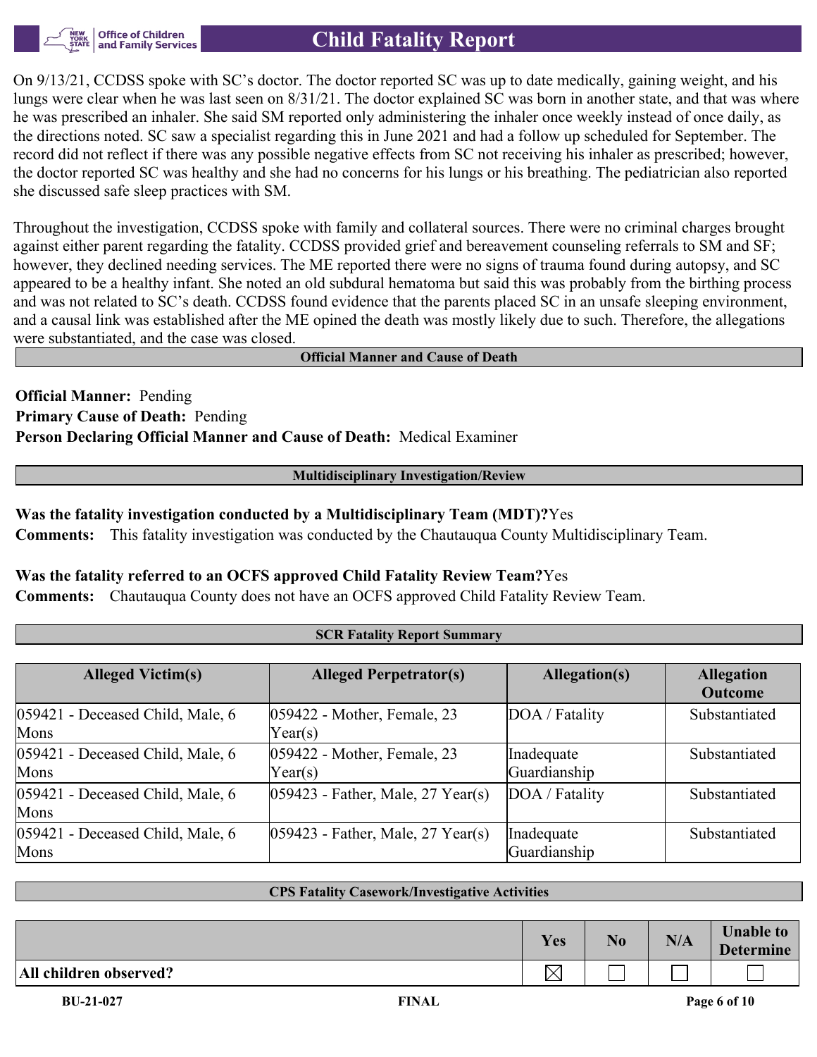On 9/13/21, CCDSS spoke with SC's doctor. The doctor reported SC was up to date medically, gaining weight, and his lungs were clear when he was last seen on 8/31/21. The doctor explained SC was born in another state, and that was where he was prescribed an inhaler. She said SM reported only administering the inhaler once weekly instead of once daily, as the directions noted. SC saw a specialist regarding this in June 2021 and had a follow up scheduled for September. The record did not reflect if there was any possible negative effects from SC not receiving his inhaler as prescribed; however, the doctor reported SC was healthy and she had no concerns for his lungs or his breathing. The pediatrician also reported she discussed safe sleep practices with SM.

Throughout the investigation, CCDSS spoke with family and collateral sources. There were no criminal charges brought against either parent regarding the fatality. CCDSS provided grief and bereavement counseling referrals to SM and SF; however, they declined needing services. The ME reported there were no signs of trauma found during autopsy, and SC appeared to be a healthy infant. She noted an old subdural hematoma but said this was probably from the birthing process and was not related to SC's death. CCDSS found evidence that the parents placed SC in an unsafe sleeping environment, and a causal link was established after the ME opined the death was mostly likely due to such. Therefore, the allegations were substantiated, and the case was closed.

## Official Manner and Cause of Death

**Official Manner:** Pending
**Primary Cause of Death:** Pending
**Person Declaring Official Manner and Cause of Death:** Medical Examiner

## Multidisciplinary Investigation/Review

**Was the fatality investigation conducted by a Multidisciplinary Team (MDT)?** Yes
**Comments:** This fatality investigation was conducted by the Chautauqua County Multidisciplinary Team.

**Was the fatality referred to an OCFS approved Child Fatality Review Team?** Yes
**Comments:** Chautauqua County does not have an OCFS approved Child Fatality Review Team.

## SCR Fatality Report Summary

| Alleged Victim(s) | Alleged Perpetrator(s) | Allegation(s) | Allegation Outcome |
|---|---|---|---|
| 059421 - Deceased Child, Male, 6 Mons | 059422 - Mother, Female, 23 Year(s) | DOA / Fatality | Substantiated |
| 059421 - Deceased Child, Male, 6 Mons | 059422 - Mother, Female, 23 Year(s) | Inadequate Guardianship | Substantiated |
| 059421 - Deceased Child, Male, 6 Mons | 059423 - Father, Male, 27 Year(s) | DOA / Fatality | Substantiated |
| 059421 - Deceased Child, Male, 6 Mons | 059423 - Father, Male, 27 Year(s) | Inadequate Guardianship | Substantiated |

## CPS Fatality Casework/Investigative Activities

| | Yes | No | N/A | Unable to Determine |
|---|---|---|---|---|
| All children observed? | ☒ | ☐ | ☐ | ☐ |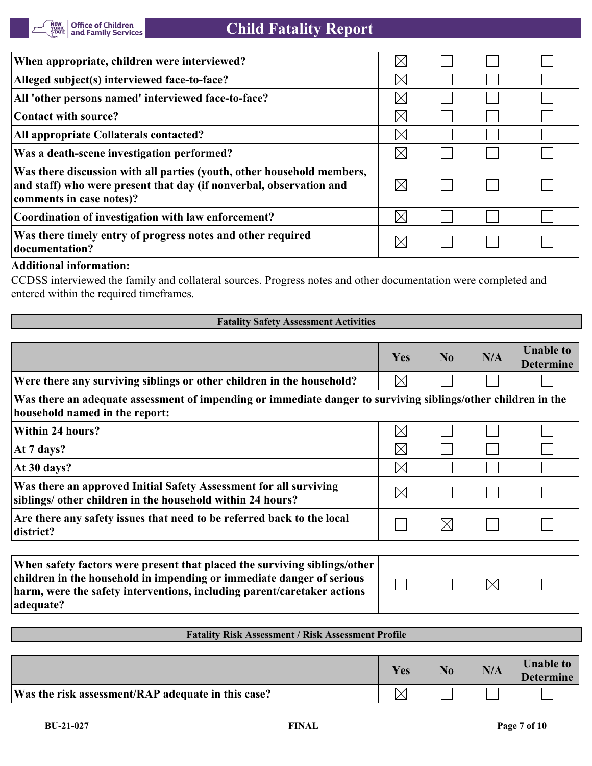| | Yes | No | N/A | Unable to Determine |
|---|---|---|---|---|
| When appropriate, children were interviewed? | ☒ | ☐ | ☐ | ☐ |
| Alleged subject(s) interviewed face-to-face? | ☒ | ☐ | ☐ | ☐ |
| All 'other persons named' interviewed face-to-face? | ☒ | ☐ | ☐ | ☐ |
| Contact with source? | ☒ | ☐ | ☐ | ☐ |
| All appropriate Collaterals contacted? | ☒ | ☐ | ☐ | ☐ |
| Was a death-scene investigation performed? | ☒ | ☐ | ☐ | ☐ |
| Was there discussion with all parties (youth, other household members, and staff) who were present that day (if nonverbal, observation and comments in case notes)? | ☒ | ☐ | ☐ | ☐ |
| Coordination of investigation with law enforcement? | ☒ | ☐ | ☐ | ☐ |
| Was there timely entry of progress notes and other required documentation? | ☒ | ☐ | ☐ | ☐ |

**Additional information:**

CCDSS interviewed the family and collateral sources. Progress notes and other documentation were completed and entered within the required timeframes.

### Fatality Safety Assessment Activities

| | Yes | No | N/A | Unable to Determine |
|---|---|---|---|---|
| Were there any surviving siblings or other children in the household? | ☒ | ☐ | ☐ | ☐ |
| **Was there an adequate assessment of impending or immediate danger to surviving siblings/other children in the household named in the report:** | | | | |
| Within 24 hours? | ☒ | ☐ | ☐ | ☐ |
| At 7 days? | ☒ | ☐ | ☐ | ☐ |
| At 30 days? | ☒ | ☐ | ☐ | ☐ |
| Was there an approved Initial Safety Assessment for all surviving siblings/ other children in the household within 24 hours? | ☒ | ☐ | ☐ | ☐ |
| Are there any safety issues that need to be referred back to the local district? | ☐ | ☒ | ☐ | ☐ |
| When safety factors were present that placed the surviving siblings/other children in the household in impending or immediate danger of serious harm, were the safety interventions, including parent/caretaker actions adequate? | ☐ | ☐ | ☒ | ☐ |

### Fatality Risk Assessment / Risk Assessment Profile

| | Yes | No | N/A | Unable to Determine |
|---|---|---|---|---|
| Was the risk assessment/RAP adequate in this case? | ☒ | ☐ | ☐ | ☐ |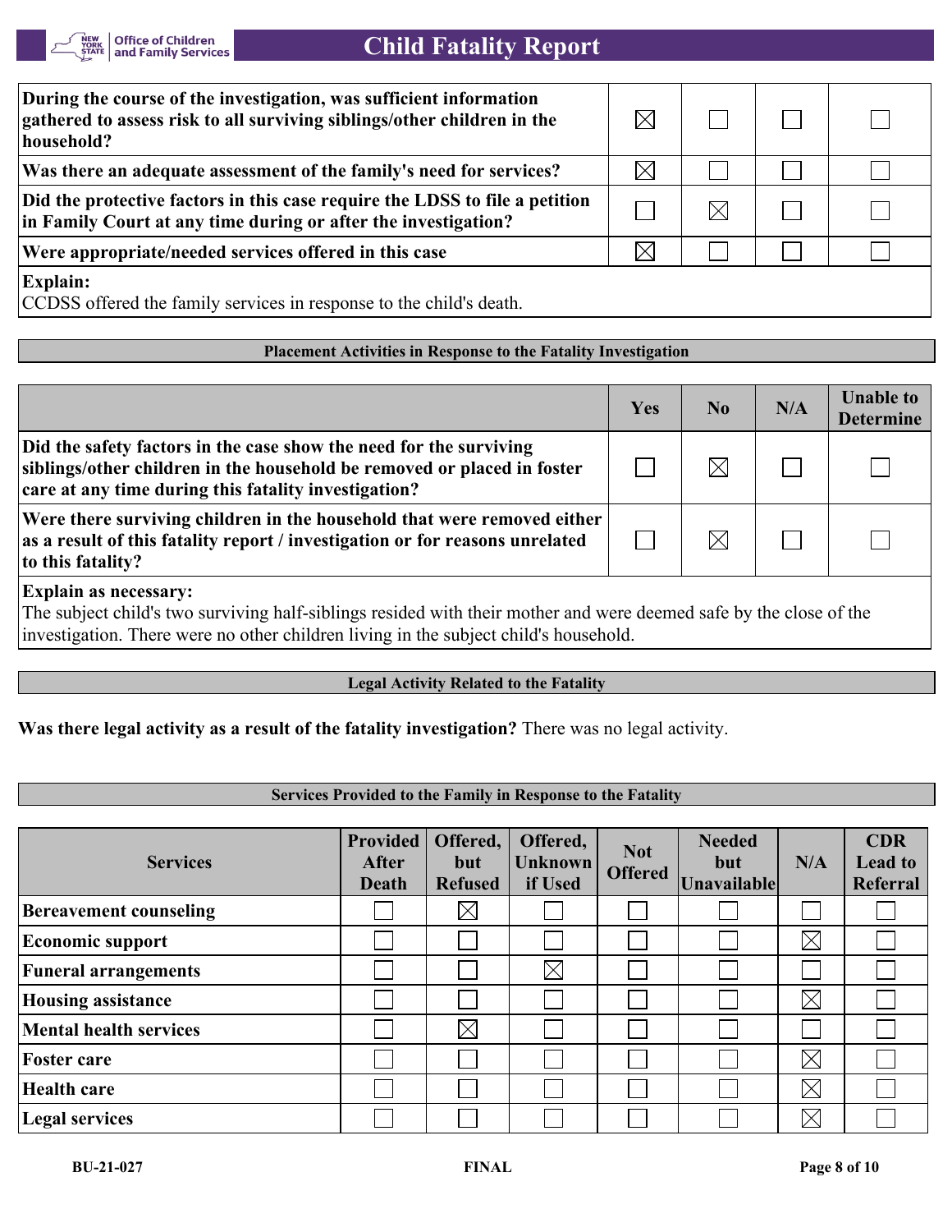| | | | | |
|---|---|---|---|---|
| **During the course of the investigation, was sufficient information gathered to assess risk to all surviving siblings/other children in the household?** | ☒ | ☐ | ☐ | ☐ |
| **Was there an adequate assessment of the family's need for services?** | ☒ | ☐ | ☐ | ☐ |
| **Did the protective factors in this case require the LDSS to file a petition in Family Court at any time during or after the investigation?** | ☐ | ☒ | ☐ | ☐ |
| **Were appropriate/needed services offered in this case** | ☒ | ☐ | ☐ | ☐ |

**Explain:**
CCDSS offered the family services in response to the child's death.

### Placement Activities in Response to the Fatality Investigation

| | Yes | No | N/A | Unable to Determine |
|---|---|---|---|---|
| **Did the safety factors in the case show the need for the surviving siblings/other children in the household be removed or placed in foster care at any time during this fatality investigation?** | ☐ | ☒ | ☐ | ☐ |
| **Were there surviving children in the household that were removed either as a result of this fatality report / investigation or for reasons unrelated to this fatality?** | ☐ | ☒ | ☐ | ☐ |

**Explain as necessary:**
The subject child's two surviving half-siblings resided with their mother and were deemed safe by the close of the investigation. There were no other children living in the subject child's household.

### Legal Activity Related to the Fatality

**Was there legal activity as a result of the fatality investigation?** There was no legal activity.

### Services Provided to the Family in Response to the Fatality

| Services | Provided After Death | Offered, but Refused | Offered, Unknown if Used | Not Offered | Needed but Unavailable | N/A | CDR Lead to Referral |
|---|---|---|---|---|---|---|---|
| **Bereavement counseling** | ☐ | ☒ | ☐ | ☐ | ☐ | ☐ | ☐ |
| **Economic support** | ☐ | ☐ | ☐ | ☐ | ☐ | ☒ | ☐ |
| **Funeral arrangements** | ☐ | ☐ | ☒ | ☐ | ☐ | ☐ | ☐ |
| **Housing assistance** | ☐ | ☐ | ☐ | ☐ | ☐ | ☒ | ☐ |
| **Mental health services** | ☐ | ☒ | ☐ | ☐ | ☐ | ☐ | ☐ |
| **Foster care** | ☐ | ☐ | ☐ | ☐ | ☐ | ☒ | ☐ |
| **Health care** | ☐ | ☐ | ☐ | ☐ | ☐ | ☒ | ☐ |
| **Legal services** | ☐ | ☐ | ☐ | ☐ | ☐ | ☒ | ☐ |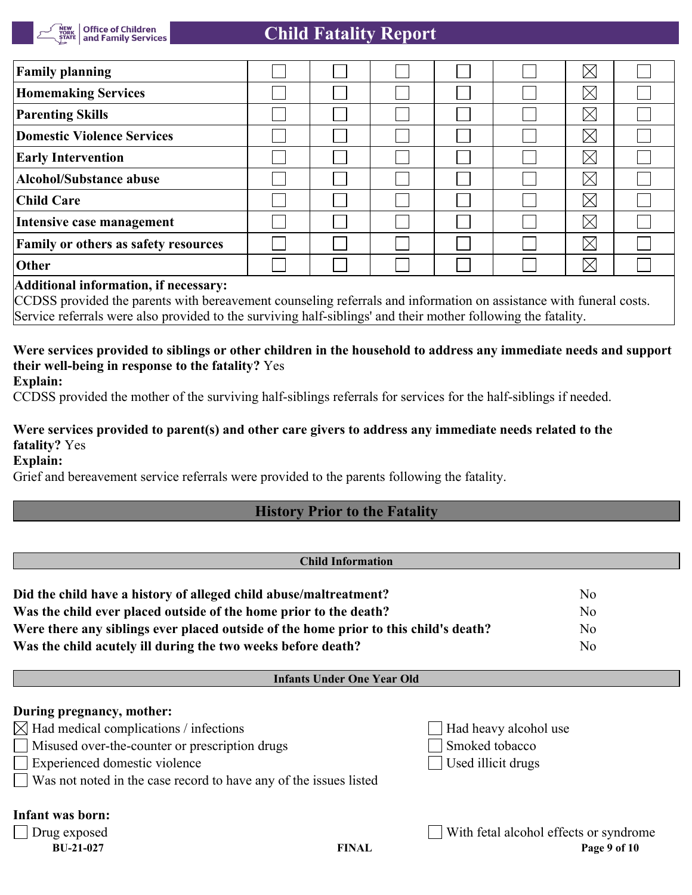| | | | | | | | |
|---|---|---|---|---|---|---|---|
| **Family planning** | ☐ | ☐ | ☐ | ☐ | ☐ | ☒ | ☐ |
| **Homemaking Services** | ☐ | ☐ | ☐ | ☐ | ☐ | ☒ | ☐ |
| **Parenting Skills** | ☐ | ☐ | ☐ | ☐ | ☐ | ☒ | ☐ |
| **Domestic Violence Services** | ☐ | ☐ | ☐ | ☐ | ☐ | ☒ | ☐ |
| **Early Intervention** | ☐ | ☐ | ☐ | ☐ | ☐ | ☒ | ☐ |
| **Alcohol/Substance abuse** | ☐ | ☐ | ☐ | ☐ | ☐ | ☒ | ☐ |
| **Child Care** | ☐ | ☐ | ☐ | ☐ | ☐ | ☒ | ☐ |
| **Intensive case management** | ☐ | ☐ | ☐ | ☐ | ☐ | ☒ | ☐ |
| **Family or others as safety resources** | ☐ | ☐ | ☐ | ☐ | ☐ | ☒ | ☐ |
| **Other** | ☐ | ☐ | ☐ | ☐ | ☐ | ☒ | ☐ |

**Additional information, if necessary:**
CCDSS provided the parents with bereavement counseling referrals and information on assistance with funeral costs. Service referrals were also provided to the surviving half-siblings' and their mother following the fatality.

**Were services provided to siblings or other children in the household to address any immediate needs and support their well-being in response to the fatality?** Yes

**Explain:**
CCDSS provided the mother of the surviving half-siblings referrals for services for the half-siblings if needed.

**Were services provided to parent(s) and other care givers to address any immediate needs related to the fatality?** Yes

**Explain:**
Grief and bereavement service referrals were provided to the parents following the fatality.

## History Prior to the Fatality

### Child Information

| | |
|---|---|
| **Did the child have a history of alleged child abuse/maltreatment?** | No |
| **Was the child ever placed outside of the home prior to the death?** | No |
| **Were there any siblings ever placed outside of the home prior to this child's death?** | No |
| **Was the child acutely ill during the two weeks before death?** | No |

### Infants Under One Year Old

**During pregnancy, mother:**

- ☒ Had medical complications / infections
- ☐ Misused over-the-counter or prescription drugs
- ☐ Experienced domestic violence
- ☐ Was not noted in the case record to have any of the issues listed
- ☐ Had heavy alcohol use
- ☐ Smoked tobacco
- ☐ Used illicit drugs

**Infant was born:**

- ☐ Drug exposed
- ☐ With fetal alcohol effects or syndrome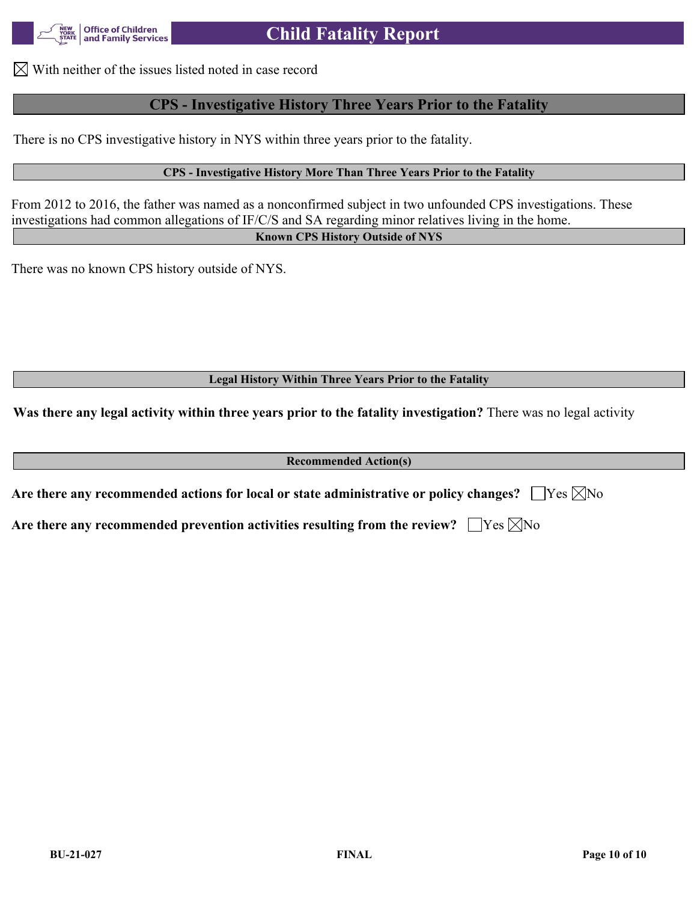☒ With neither of the issues listed noted in case record

## CPS - Investigative History Three Years Prior to the Fatality

There is no CPS investigative history in NYS within three years prior to the fatality.

### CPS - Investigative History More Than Three Years Prior to the Fatality

From 2012 to 2016, the father was named as a nonconfirmed subject in two unfounded CPS investigations. These investigations had common allegations of IF/C/S and SA regarding minor relatives living in the home.

### Known CPS History Outside of NYS

There was no known CPS history outside of NYS.

### Legal History Within Three Years Prior to the Fatality

**Was there any legal activity within three years prior to the fatality investigation?** There was no legal activity

### Recommended Action(s)

**Are there any recommended actions for local or state administrative or policy changes?** ☐Yes ☒No

**Are there any recommended prevention activities resulting from the review?** ☐Yes ☒No